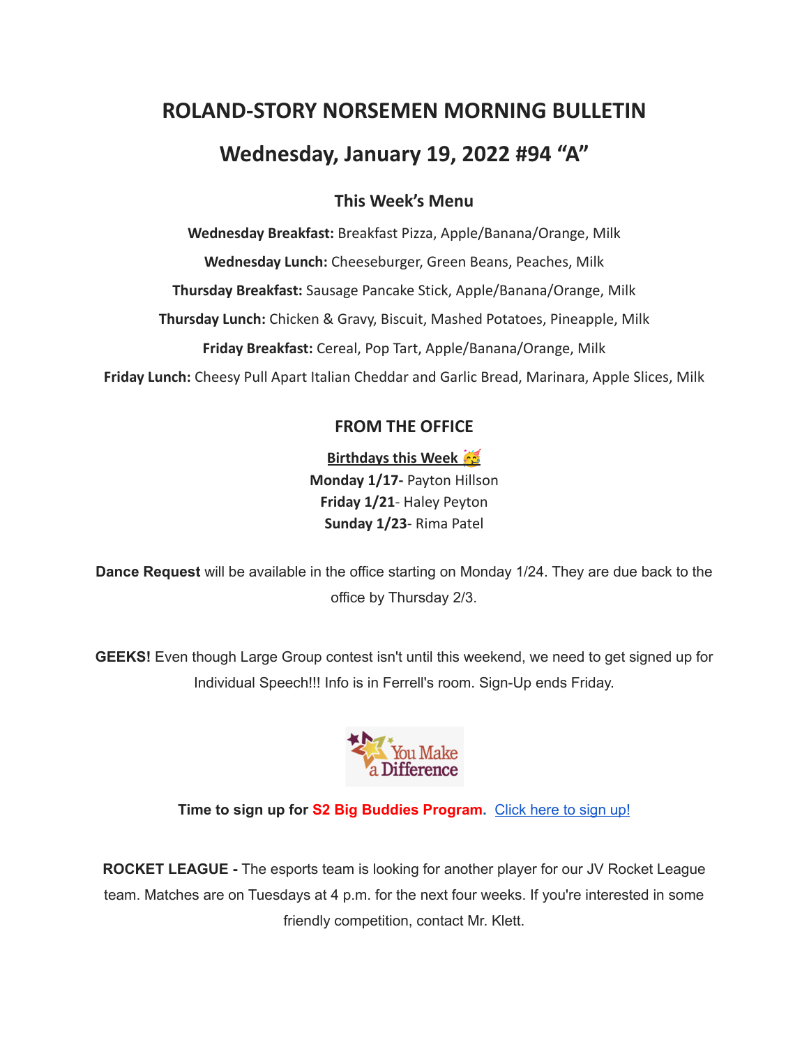# ROLAND-STORY NORSEMEN MORNING BULLETIN

# Wednesday, January 19, 2022 #94 "A"

### This Week's Menu

**Wednesday Breakfast:** Breakfast Pizza, Apple/Banana/Orange, Milk

**Wednesday Lunch:** Cheeseburger, Green Beans, Peaches, Milk

**Thursday Breakfast:** Sausage Pancake Stick, Apple/Banana/Orange, Milk

**Thursday Lunch:** Chicken & Gravy, Biscuit, Mashed Potatoes, Pineapple, Milk

**Friday Breakfast:** Cereal, Pop Tart, Apple/Banana/Orange, Milk

**Friday Lunch:** Cheesy Pull Apart Italian Cheddar and Garlic Bread, Marinara, Apple Slices, Milk

### FROM THE OFFICE

**Birthdays this Week 🥳**
**Monday 1/17-** Payton Hillson
**Friday 1/21**- Haley Peyton
**Sunday 1/23**- Rima Patel

**Dance Request** will be available in the office starting on Monday 1/24. They are due back to the office by Thursday 2/3.

**GEEKS!** Even though Large Group contest isn't until this weekend, we need to get signed up for Individual Speech!!! Info is in Ferrell's room. Sign-Up ends Friday.

You Make a Difference

**Time to sign up for S2 Big Buddies Program.** [Click here to sign up!]

**ROCKET LEAGUE -** The esports team is looking for another player for our JV Rocket League team. Matches are on Tuesdays at 4 p.m. for the next four weeks. If you're interested in some friendly competition, contact Mr. Klett.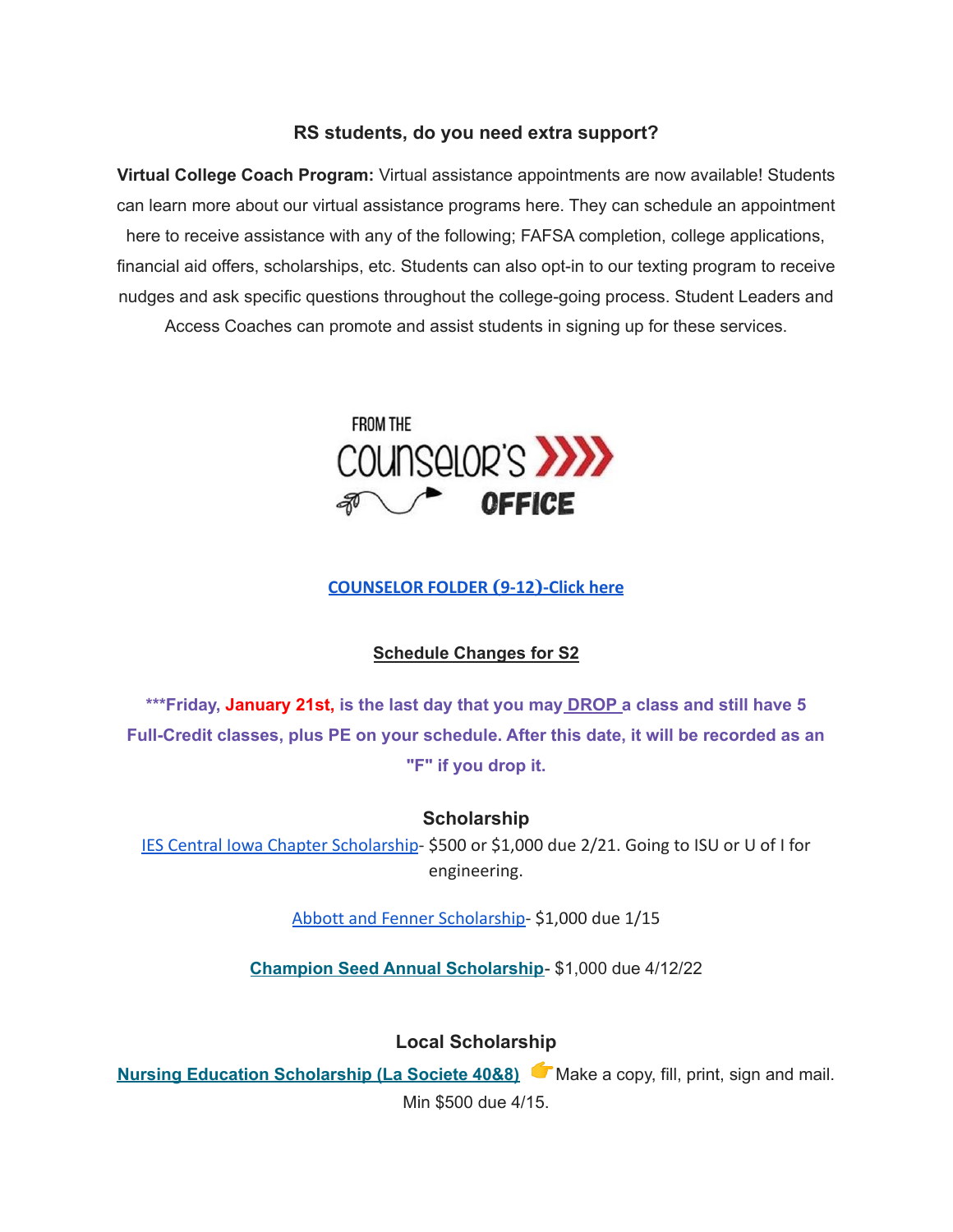### RS students, do you need extra support?

**Virtual College Coach Program:** Virtual assistance appointments are now available! Students can learn more about our virtual assistance programs here. They can schedule an appointment here to receive assistance with any of the following; FAFSA completion, college applications, financial aid offers, scholarships, etc. Students can also opt-in to our texting program to receive nudges and ask specific questions throughout the college-going process. Student Leaders and Access Coaches can promote and assist students in signing up for these services.

FROM THE COUNSELOR'S OFFICE

**COUNSELOR FOLDER (9-12)-Click here**

**Schedule Changes for S2**

**\*\*\*Friday, January 21st, is the last day that you may DROP a class and still have 5 Full-Credit classes, plus PE on your schedule. After this date, it will be recorded as an "F" if you drop it.**

### Scholarship

IES Central Iowa Chapter Scholarship- $500 or $1,000 due 2/21. Going to ISU or U of I for engineering.

Abbott and Fenner Scholarship- $1,000 due 1/15

**Champion Seed Annual Scholarship**- $1,000 due 4/12/22

### Local Scholarship

**Nursing Education Scholarship (La Societe 40&8)** 👉Make a copy, fill, print, sign and mail. Min $500 due 4/15.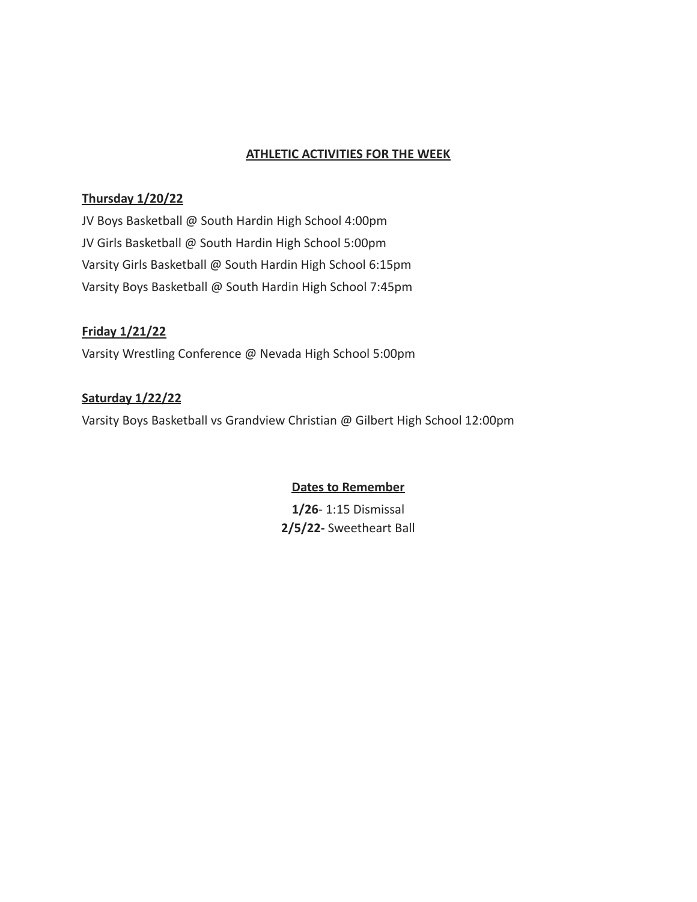## ATHLETIC ACTIVITIES FOR THE WEEK

**Thursday 1/20/22**

JV Boys Basketball @ South Hardin High School 4:00pm
JV Girls Basketball @ South Hardin High School 5:00pm
Varsity Girls Basketball @ South Hardin High School 6:15pm
Varsity Boys Basketball @ South Hardin High School 7:45pm

**Friday 1/21/22**

Varsity Wrestling Conference @ Nevada High School 5:00pm

**Saturday 1/22/22**

Varsity Boys Basketball vs Grandview Christian @ Gilbert High School 12:00pm

### Dates to Remember

**1/26**- 1:15 Dismissal
**2/5/22-** Sweetheart Ball